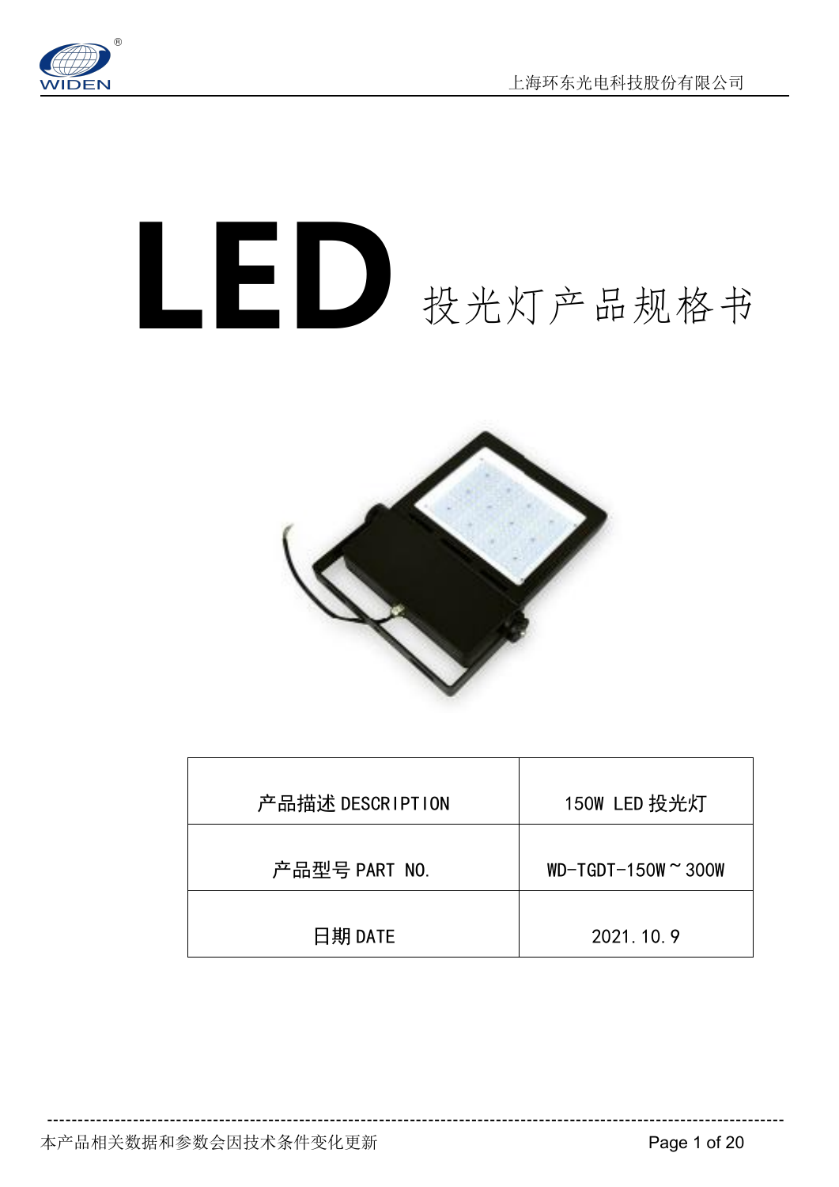# LED 投光灯产品规格书

| | |
|---|---|
| 产品描述 DESCRIPTION | 150W LED 投光灯 |
| 产品型号 PART NO. | WD-TGDT-150W~300W |
| 日期 DATE | 2021.10.9 |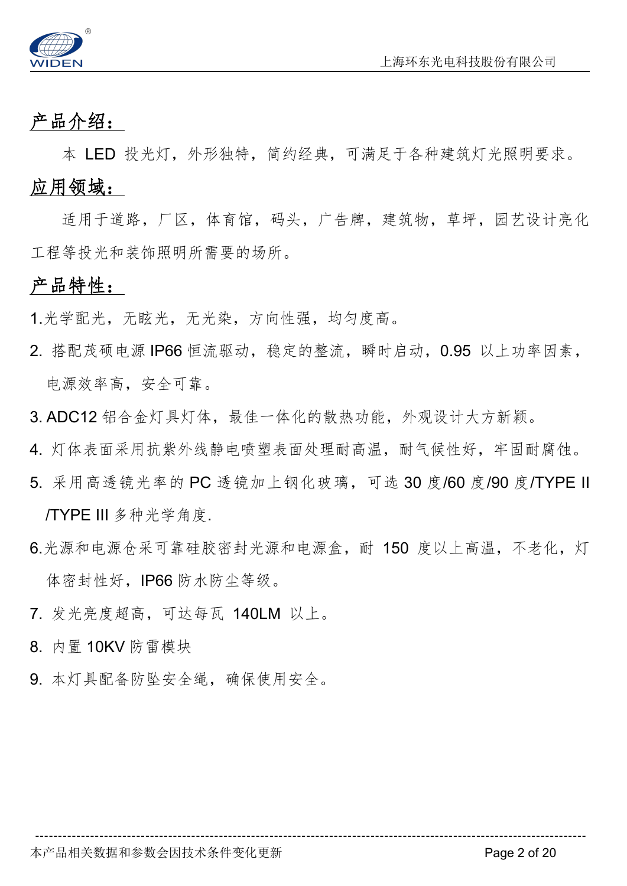## 产品介绍：

本 LED 投光灯，外形独特，简约经典，可满足于各种建筑灯光照明要求。

## 应用领域：

适用于道路，厂区，体育馆，码头，广告牌，建筑物，草坪，园艺设计亮化工程等投光和装饰照明所需要的场所。

## 产品特性：

1. 光学配光，无眩光，无光染，方向性强，均匀度高。
2. 搭配茂硕电源 IP66 恒流驱动，稳定的整流，瞬时启动，0.95 以上功率因素，电源效率高，安全可靠。
3. ADC12 铝合金灯具灯体，最佳一体化的散热功能，外观设计大方新颖。
4. 灯体表面采用抗紫外线静电喷塑表面处理耐高温，耐气候性好，牢固耐腐蚀。
5. 采用高透镜光率的 PC 透镜加上钢化玻璃，可选 30 度/60 度/90 度/TYPE II /TYPE III 多种光学角度.
6. 光源和电源仓采可靠硅胶密封光源和电源盒，耐 150 度以上高温，不老化，灯体密封性好，IP66 防水防尘等级。
7. 发光亮度超高，可达每瓦 140LM 以上。
8. 内置 10KV 防雷模块
9. 本灯具配备防坠安全绳，确保使用安全。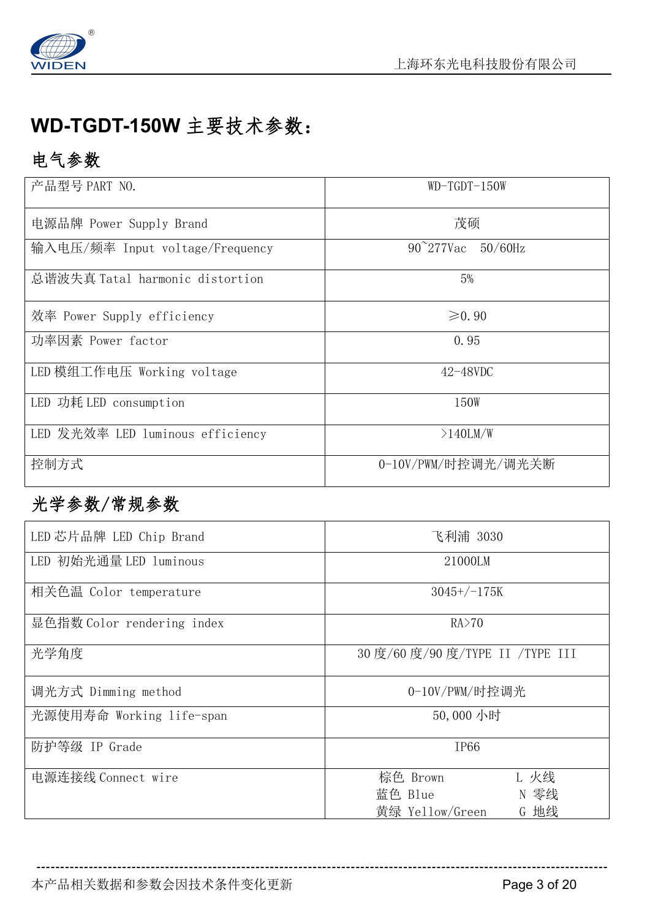# WD-TGDT-150W 主要技术参数：

## 电气参数

| | |
|---|---|
| 产品型号 PART NO. | WD-TGDT-150W |
| 电源品牌 Power Supply Brand | 茂硕 |
| 输入电压/频率 Input voltage/Frequency | 90~277Vac 50/60Hz |
| 总谐波失真 Tatal harmonic distortion | 5% |
| 效率 Power Supply efficiency | ≥0.90 |
| 功率因素 Power factor | 0.95 |
| LED 模组工作电压 Working voltage | 42-48VDC |
| LED 功耗 LED consumption | 150W |
| LED 发光效率 LED luminous efficiency | >140LM/W |
| 控制方式 | 0-10V/PWM/时控调光/调光关断 |

## 光学参数/常规参数

| | |
|---|---|
| LED 芯片品牌 LED Chip Brand | 飞利浦 3030 |
| LED 初始光通量 LED luminous | 21000LM |
| 相关色温 Color temperature | 3045+/-175K |
| 显色指数 Color rendering index | RA>70 |
| 光学角度 | 30 度/60 度/90 度/TYPE II /TYPE III |
| 调光方式 Dimming method | 0-10V/PWM/时控调光 |
| 光源使用寿命 Working life-span | 50,000 小时 |
| 防护等级 IP Grade | IP66 |
| 电源连接线 Connect wire | 棕色 Brown L 火线<br>蓝色 Blue N 零线<br>黄绿 Yellow/Green G 地线 |

本产品相关数据和参数会因技术条件变化更新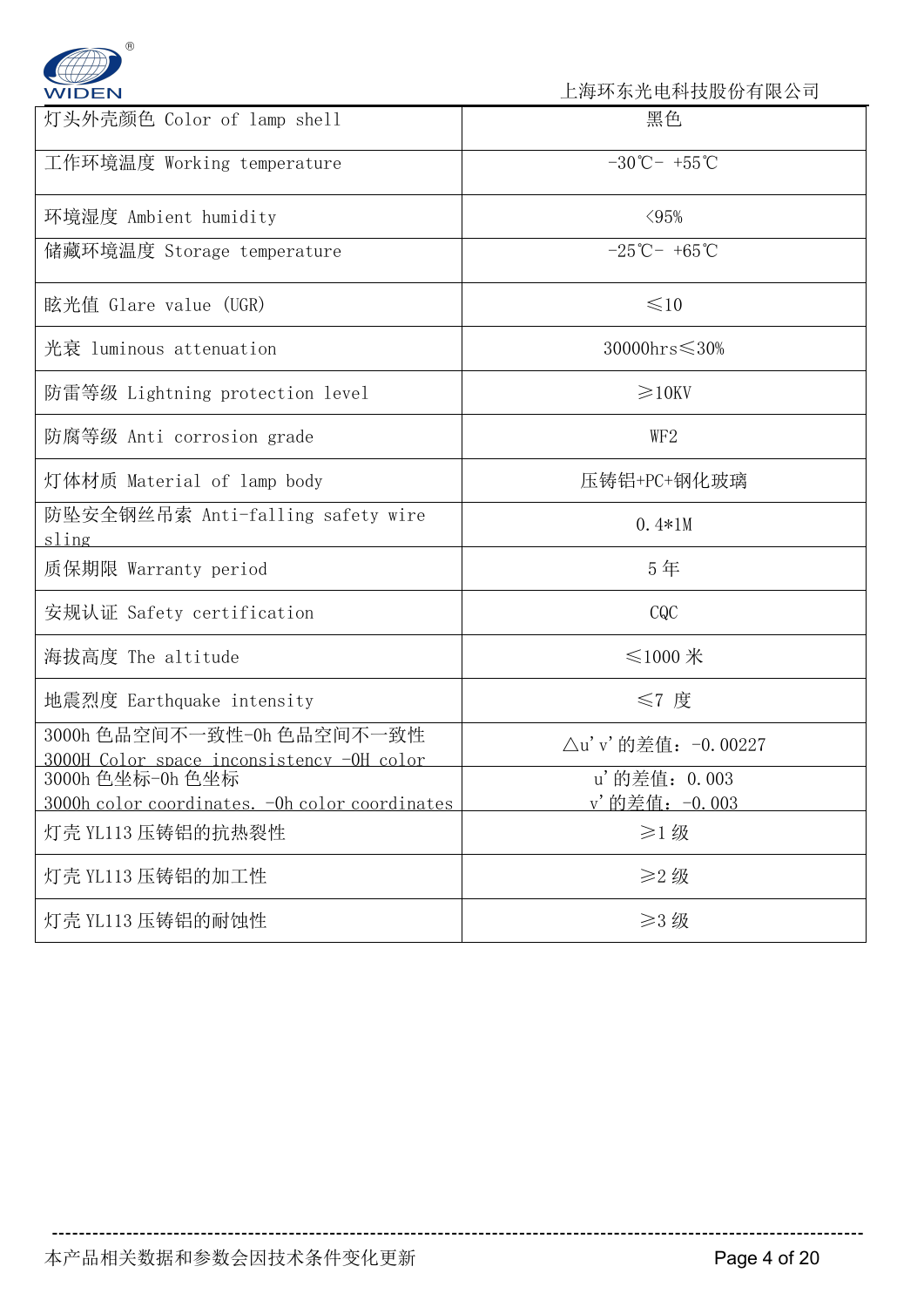| | |
|---|---|
| 灯头外壳颜色 Color of lamp shell | 黑色 |
| 工作环境温度 Working temperature | -30℃- +55℃ |
| 环境湿度 Ambient humidity | <95% |
| 储藏环境温度 Storage temperature | -25℃- +65℃ |
| 眩光值 Glare value (UGR) | ≤10 |
| 光衰 luminous attenuation | 30000hrs≤30% |
| 防雷等级 Lightning protection level | ≥10KV |
| 防腐等级 Anti corrosion grade | WF2 |
| 灯体材质 Material of lamp body | 压铸铝+PC+钢化玻璃 |
| 防坠安全钢丝吊索 Anti-falling safety wire sling | 0.4*1M |
| 质保期限 Warranty period | 5 年 |
| 安规认证 Safety certification | CQC |
| 海拔高度 The altitude | ≤1000 米 |
| 地震烈度 Earthquake intensity | ≤7 度 |
| 3000h 色品空间不一致性-0h 色品空间不一致性 3000H Color space inconsistency -0H color | △u'v'的差值：-0.00227 |
| 3000h 色坐标-0h 色坐标 3000h color coordinates. -0h color coordinates | u'的差值：0.003 v'的差值：-0.003 |
| 灯壳 YL113 压铸铝的抗热裂性 | ≥1 级 |
| 灯壳 YL113 压铸铝的加工性 | ≥2 级 |
| 灯壳 YL113 压铸铝的耐蚀性 | ≥3 级 |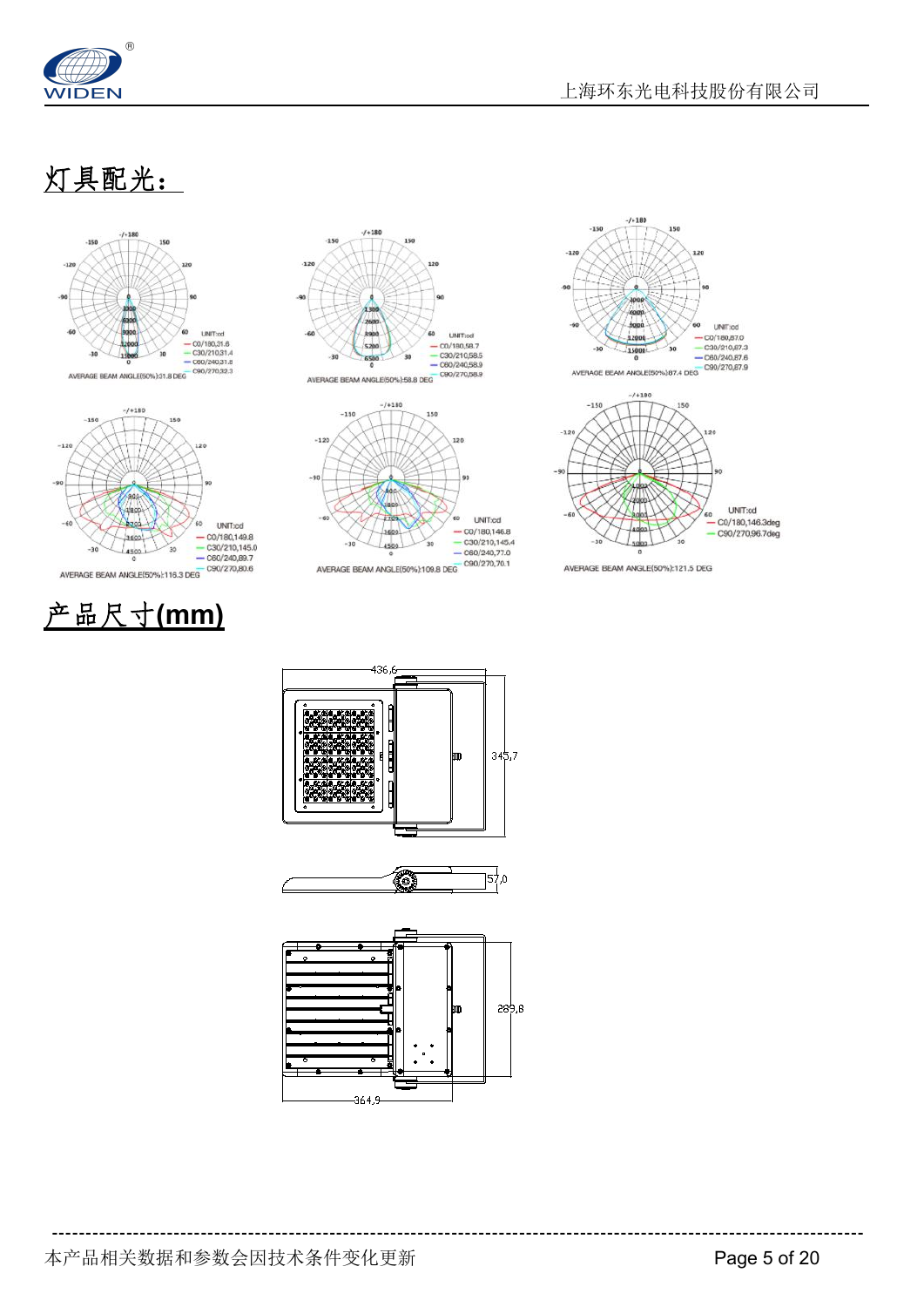## 灯具配光：

UNIT:cd
C0/180,31.6
C30/210,31.4
C60/240,31.8
C90/270,32.3
AVERAGE BEAM ANGLE(50%):31.8 DEG

UNIT:cd
C0/180,58.7
C30/210,58.5
C60/240,58.9
C90/270,58.9
AVERAGE BEAM ANGLE(50%):58.8 DEG

UNIT:cd
C0/180,87.0
C30/210,87.3
C60/240,87.6
C90/270,87.9
AVERAGE BEAM ANGLE(50%):87.4 DEG

UNIT:cd
C0/180,149.8
C30/210,145.0
C60/240,89.7
C90/270,80.6
AVERAGE BEAM ANGLE(50%):116.3 DEG

UNIT:cd
C0/180,146.8
C30/210,145.4
C60/240,77.0
C90/270,70.1
AVERAGE BEAM ANGLE(50%):109.8 DEG

UNIT:cd
C0/180,146.3deg
C90/270,96.7deg
AVERAGE BEAM ANGLE(50%):121.5 DEG

## 产品尺寸(mm)

436.6
345.7
57.0
289.8
364.9

本产品相关数据和参数会因技术条件变化更新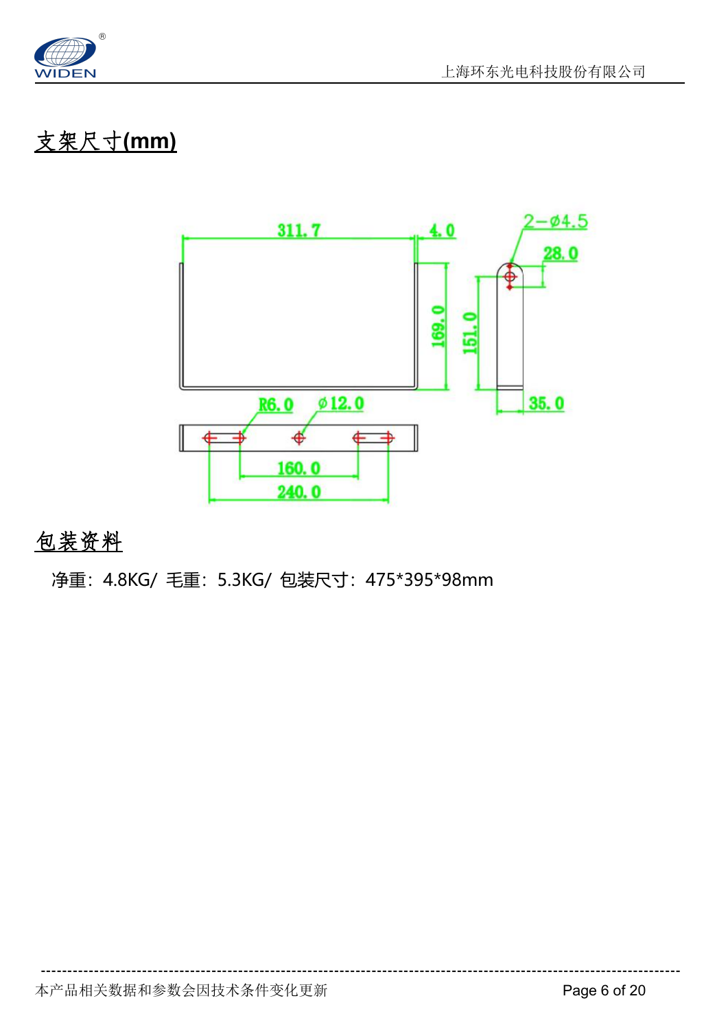## 支架尺寸(mm)

311.7
4.0
2-ø4.5
28.0
169.0
151.0
35.0
R6.0
ø12.0
160.0
240.0

## 包装资料

净重：4.8KG/ 毛重：5.3KG/ 包装尺寸：475*395*98mm

本产品相关数据和参数会因技术条件变化更新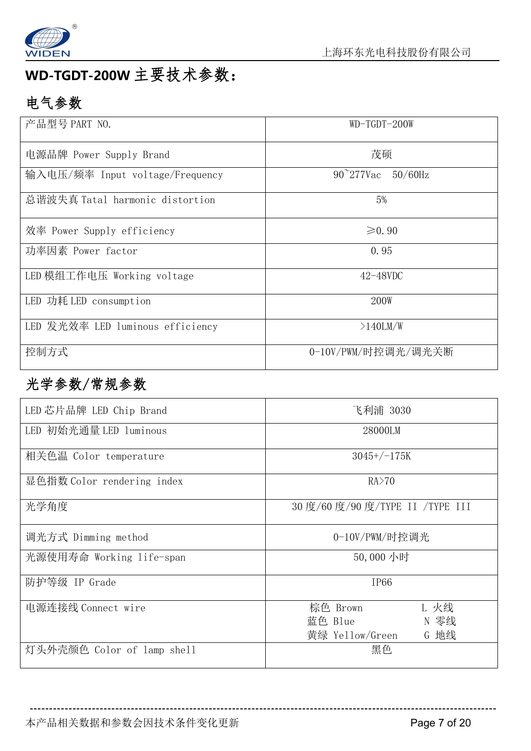# WD-TGDT-200W 主要技术参数：

## 电气参数

| | |
|---|---|
| 产品型号 PART NO. | WD-TGDT-200W |
| 电源品牌 Power Supply Brand | 茂硕 |
| 输入电压/频率 Input voltage/Frequency | 90~277Vac 50/60Hz |
| 总谐波失真 Tatal harmonic distortion | 5% |
| 效率 Power Supply efficiency | ≥0.90 |
| 功率因素 Power factor | 0.95 |
| LED 模组工作电压 Working voltage | 42-48VDC |
| LED 功耗 LED consumption | 200W |
| LED 发光效率 LED luminous efficiency | >140LM/W |
| 控制方式 | 0-10V/PWM/时控调光/调光关断 |

## 光学参数/常规参数

| | |
|---|---|
| LED 芯片品牌 LED Chip Brand | 飞利浦 3030 |
| LED 初始光通量 LED luminous | 28000LM |
| 相关色温 Color temperature | 3045+/-175K |
| 显色指数 Color rendering index | RA>70 |
| 光学角度 | 30 度/60 度/90 度/TYPE II /TYPE III |
| 调光方式 Dimming method | 0-10V/PWM/时控调光 |
| 光源使用寿命 Working life-span | 50,000 小时 |
| 防护等级 IP Grade | IP66 |
| 电源连接线 Connect wire | 棕色 Brown L 火线<br>蓝色 Blue N 零线<br>黄绿 Yellow/Green G 地线 |
| 灯头外壳颜色 Color of lamp shell | 黑色 |

本产品相关数据和参数会因技术条件变化更新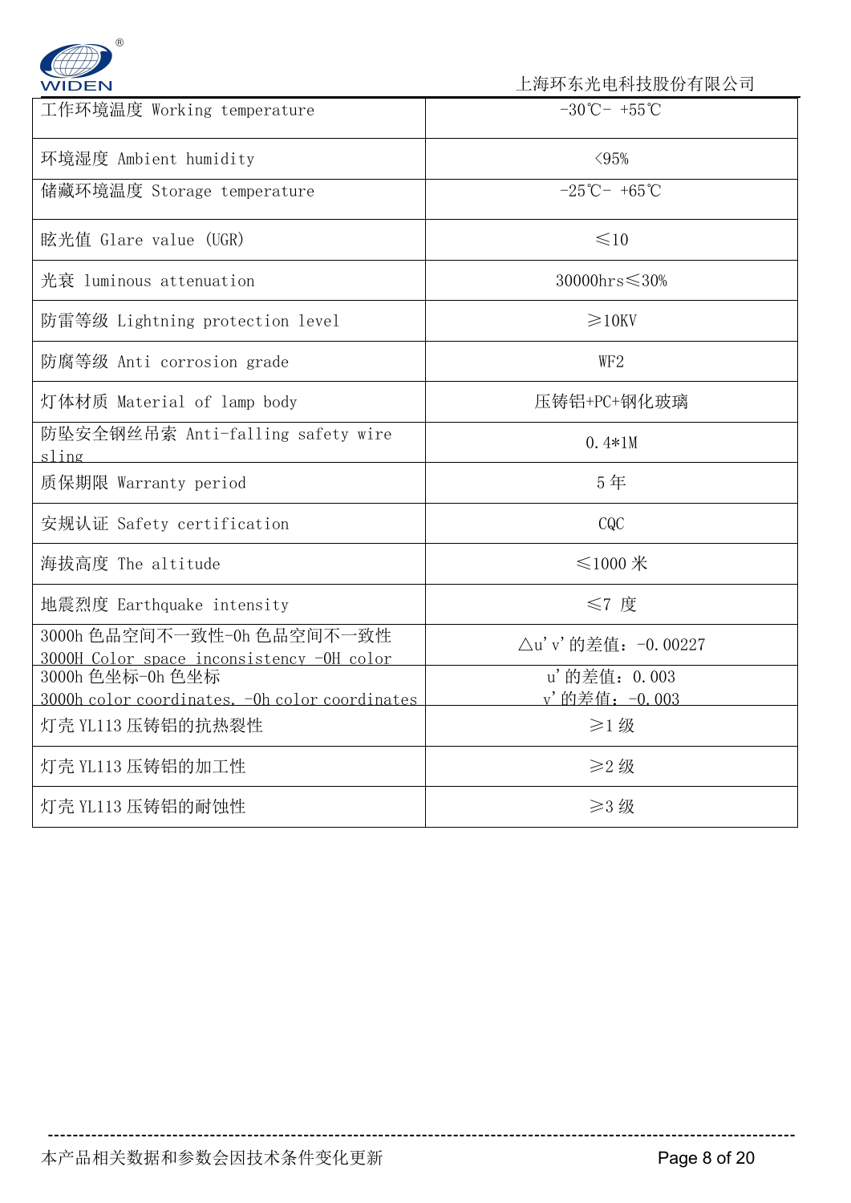| | |
|---|---|
| 工作环境温度 Working temperature | -30℃- +55℃ |
| 环境湿度 Ambient humidity | <95% |
| 储藏环境温度 Storage temperature | -25℃- +65℃ |
| 眩光值 Glare value (UGR) | ≤10 |
| 光衰 luminous attenuation | 30000hrs≤30% |
| 防雷等级 Lightning protection level | ≥10KV |
| 防腐等级 Anti corrosion grade | WF2 |
| 灯体材质 Material of lamp body | 压铸铝+PC+钢化玻璃 |
| 防坠安全钢丝吊索 Anti-falling safety wire sling | 0.4*1M |
| 质保期限 Warranty period | 5 年 |
| 安规认证 Safety certification | CQC |
| 海拔高度 The altitude | ≤1000 米 |
| 地震烈度 Earthquake intensity | ≤7 度 |
| 3000h 色品空间不一致性-0h 色品空间不一致性 3000H Color space inconsistency -0H color | △u'v'的差值：-0.00227 |
| 3000h 色坐标-0h 色坐标 3000h color coordinates, -0h color coordinates | u'的差值：0.003 v'的差值：-0.003 |
| 灯壳 YL113 压铸铝的抗热裂性 | ≥1 级 |
| 灯壳 YL113 压铸铝的加工性 | ≥2 级 |
| 灯壳 YL113 压铸铝的耐蚀性 | ≥3 级 |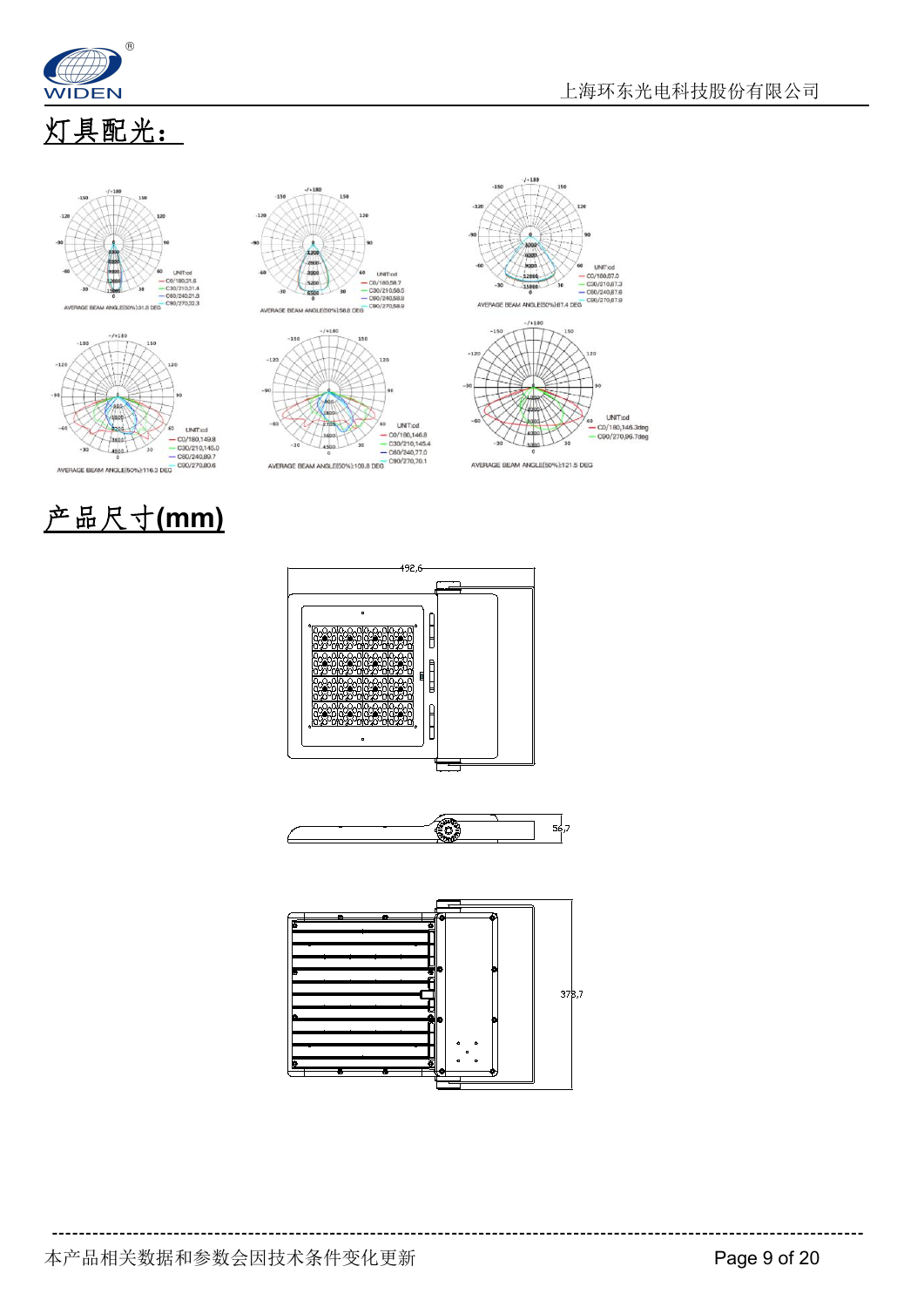## 灯具配光：

UNIT:cd
C0/180,31.8
C30/210,31.4
C60/240,31.8
C90/270,32.3
AVERAGE BEAM ANGLE(50%):31.8 DEG

UNIT:cd
C0/180,58.7
C30/210,58.5
C60/240,58.9
C90/270,58.9
AVERAGE BEAM ANGLE(50%):58.8 DEG

UNIT:cd
C0/180,87.0
C30/210,87.3
C60/240,87.6
C90/270,87.9
AVERAGE BEAM ANGLE(50%):87.4 DEG

UNIT:cd
C0/180,149.8
C30/210,145.0
C60/240,89.7
C90/270,80.6
AVERAGE BEAM ANGLE(50%):116.3 DEG

UNIT:cd
C0/180,146.8
C30/210,145.4
C60/240,77.0
C90/270,70.1
AVERAGE BEAM ANGLE(50%):109.8 DEG

UNIT:cd
C0/180,146.3deg
C90/270,96.7deg
AVERAGE BEAM ANGLE(50%):121.5 DEG

## 产品尺寸(mm)

492.6

56.7

378.7

本产品相关数据和参数会因技术条件变化更新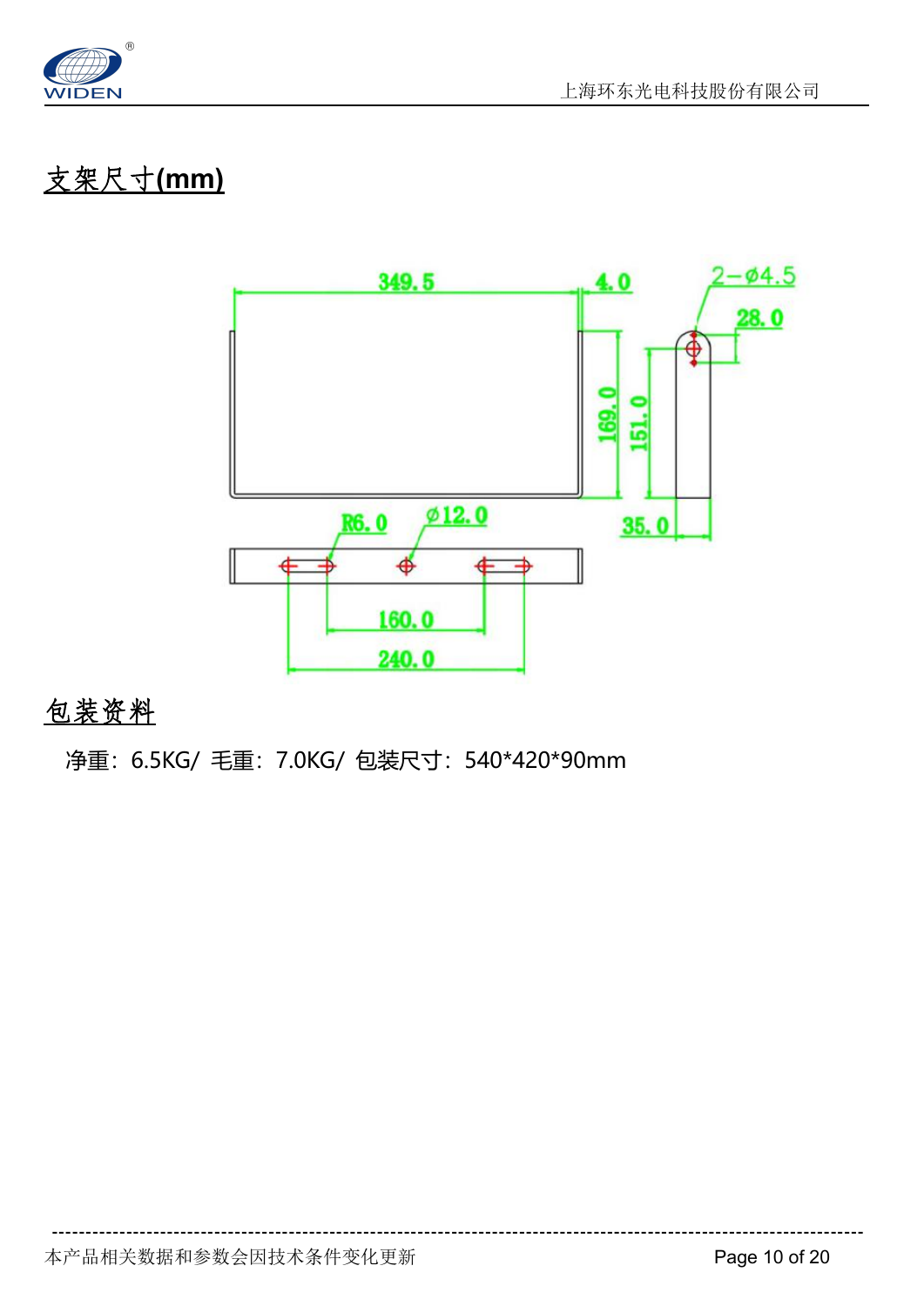## 支架尺寸(mm)

349.5
4.0
2-ø4.5
28.0
169.0
151.0
R6.0
ø12.0
35.0
160.0
240.0

## 包装资料

净重：6.5KG/ 毛重：7.0KG/ 包装尺寸：540*420*90mm

本产品相关数据和参数会因技术条件变化更新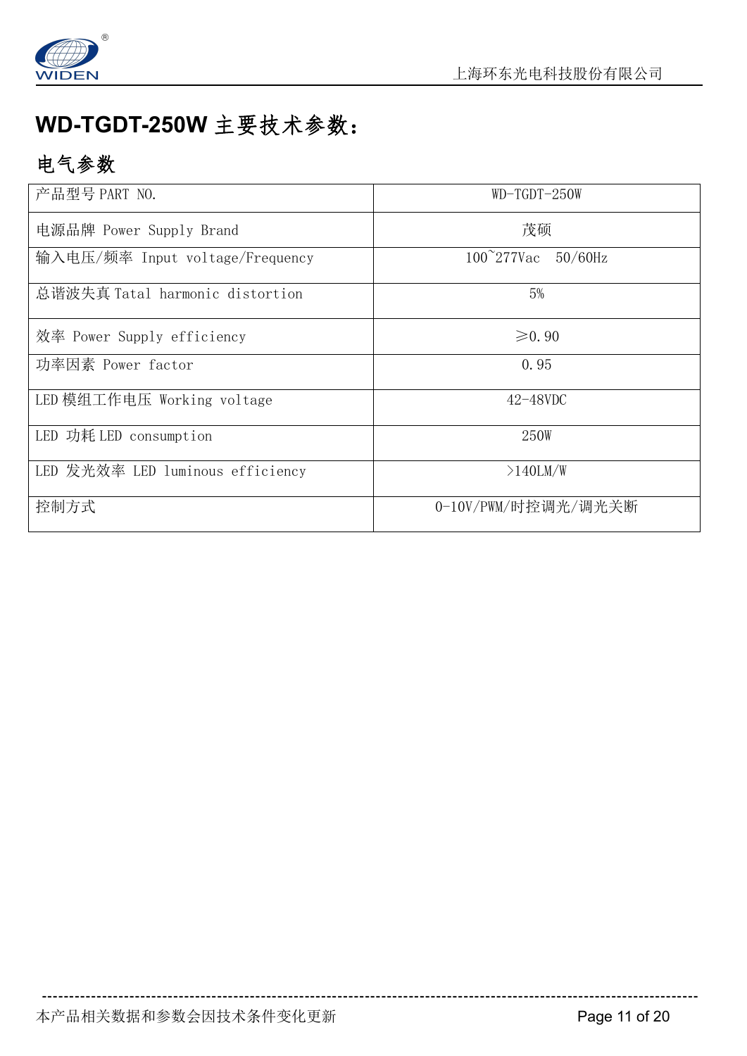# WD-TGDT-250W 主要技术参数：

## 电气参数

| | |
|---|---|
| 产品型号 PART NO. | WD-TGDT-250W |
| 电源品牌 Power Supply Brand | 茂硕 |
| 输入电压/频率 Input voltage/Frequency | 100~277Vac 50/60Hz |
| 总谐波失真 Tatal harmonic distortion | 5% |
| 效率 Power Supply efficiency | ≥0.90 |
| 功率因素 Power factor | 0.95 |
| LED 模组工作电压 Working voltage | 42-48VDC |
| LED 功耗 LED consumption | 250W |
| LED 发光效率 LED luminous efficiency | >140LM/W |
| 控制方式 | 0-10V/PWM/时控调光/调光关断 |

本产品相关数据和参数会因技术条件变化更新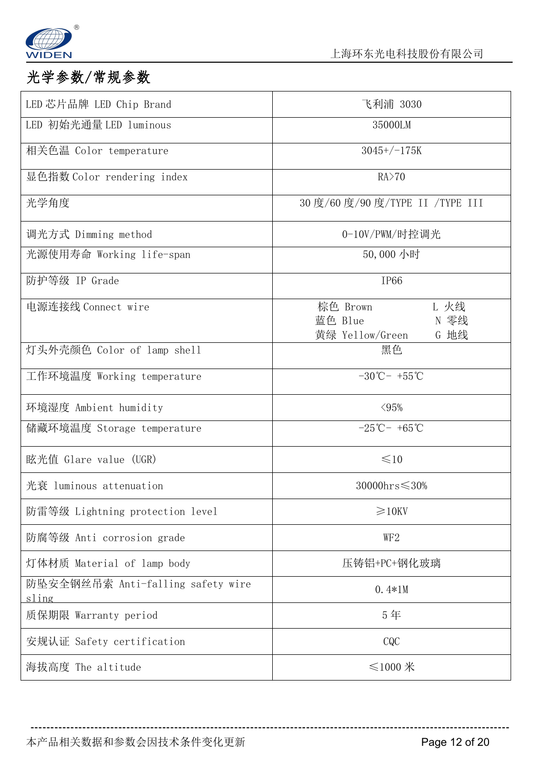## 光学参数/常规参数

| | |
|---|---|
| LED 芯片品牌 LED Chip Brand | 飞利浦 3030 |
| LED 初始光通量 LED luminous | 35000LM |
| 相关色温 Color temperature | 3045+/-175K |
| 显色指数 Color rendering index | RA>70 |
| 光学角度 | 30 度/60 度/90 度/TYPE II /TYPE III |
| 调光方式 Dimming method | 0-10V/PWM/时控调光 |
| 光源使用寿命 Working life-span | 50,000 小时 |
| 防护等级 IP Grade | IP66 |
| 电源连接线 Connect wire | 棕色 Brown L 火线<br>蓝色 Blue N 零线<br>黄绿 Yellow/Green G 地线 |
| 灯头外壳颜色 Color of lamp shell | 黑色 |
| 工作环境温度 Working temperature | -30℃- +55℃ |
| 环境湿度 Ambient humidity | <95% |
| 储藏环境温度 Storage temperature | -25℃- +65℃ |
| 眩光值 Glare value (UGR) | ≤10 |
| 光衰 luminous attenuation | 30000hrs≤30% |
| 防雷等级 Lightning protection level | ≥10KV |
| 防腐等级 Anti corrosion grade | WF2 |
| 灯体材质 Material of lamp body | 压铸铝+PC+钢化玻璃 |
| 防坠安全钢丝吊索 Anti-falling safety wire sling | 0.4*1M |
| 质保期限 Warranty period | 5 年 |
| 安规认证 Safety certification | CQC |
| 海拔高度 The altitude | ≤1000 米 |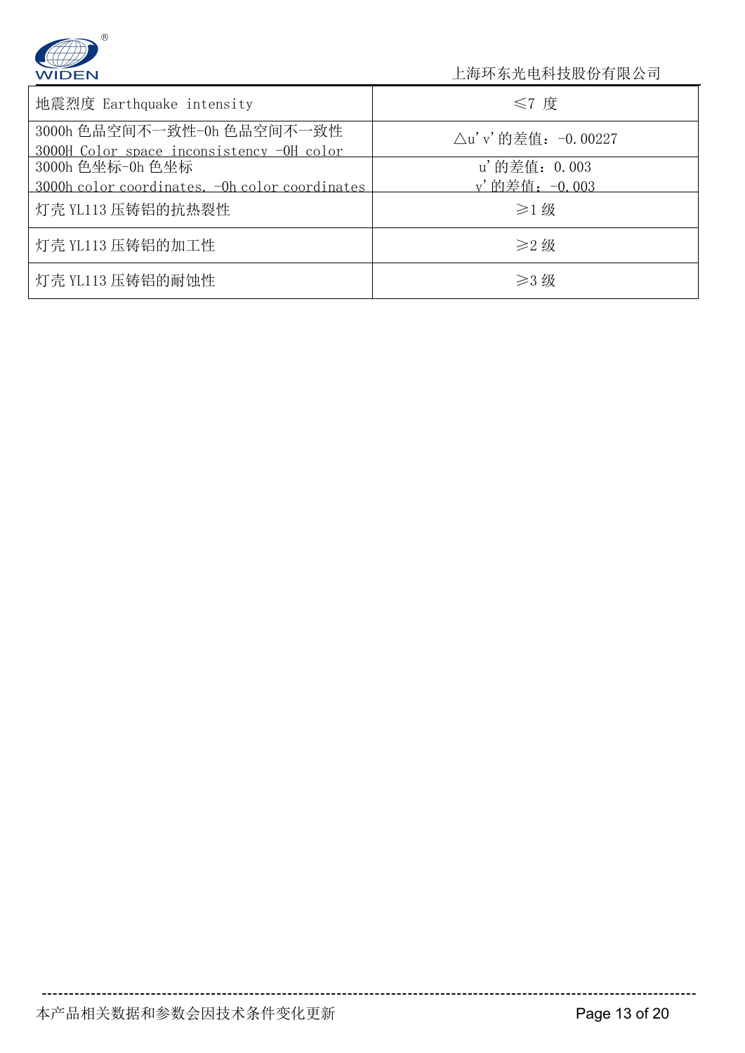| | |
|---|---|
| 地震烈度 Earthquake intensity | ≤7 度 |
| 3000h 色品空间不一致性-0h 色品空间不一致性 3000H Color space inconsistency -0H color | △u'v'的差值：-0.00227 |
| 3000h 色坐标-0h 色坐标 3000h color coordinates. -0h color coordinates | u'的差值：0.003 v'的差值：-0.003 |
| 灯壳 YL113 压铸铝的抗热裂性 | ≥1 级 |
| 灯壳 YL113 压铸铝的加工性 | ≥2 级 |
| 灯壳 YL113 压铸铝的耐蚀性 | ≥3 级 |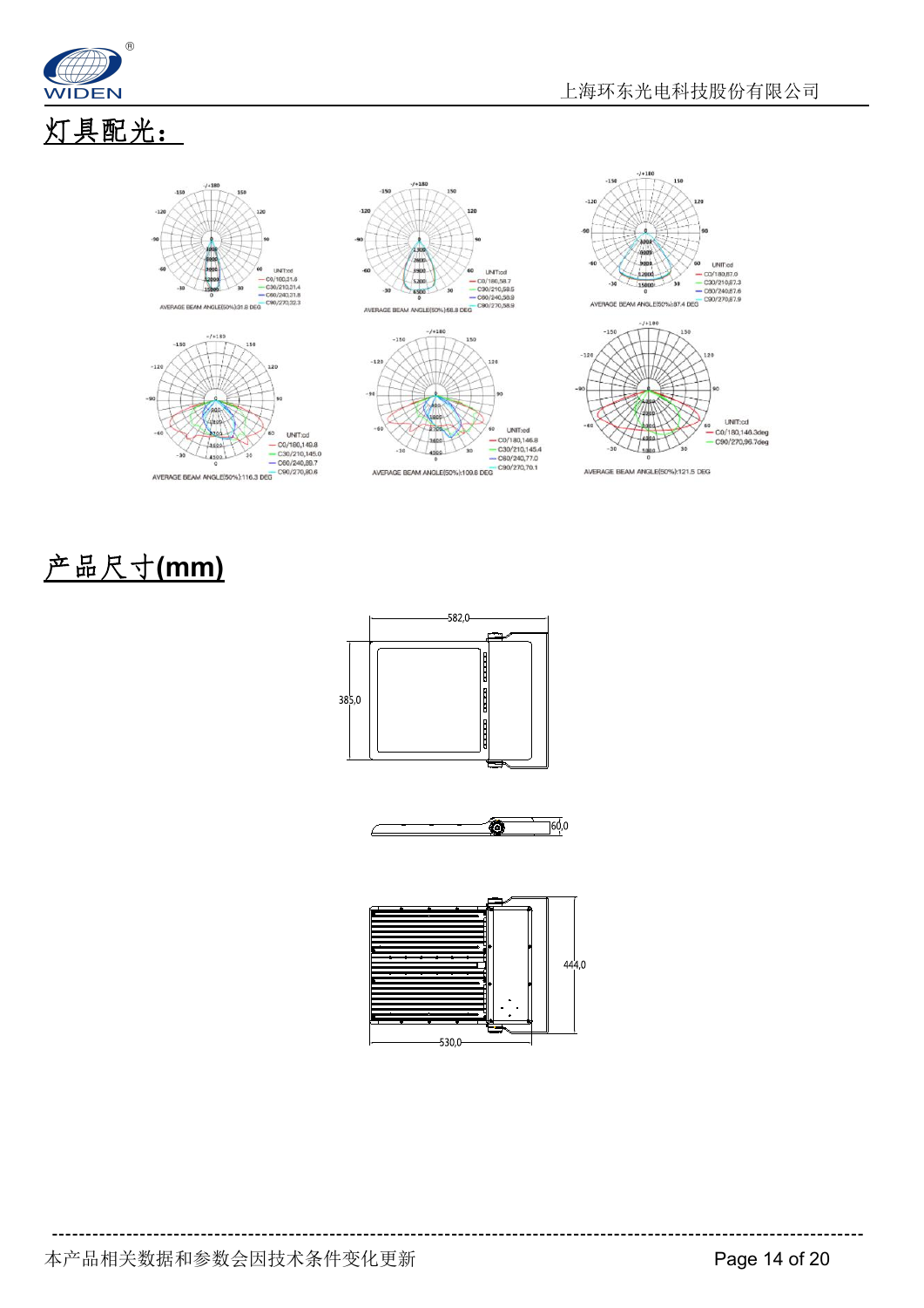## 灯具配光：

UNIT:cd
C0/180,31.6
C30/210,31.4
C60/240,31.8
C90/270,32.3
AVERAGE BEAM ANGLE(50%):31.8 DEG

UNIT:cd
C0/180,58.7
C30/210,58.5
C60/240,58.9
C90/270,58.9
AVERAGE BEAM ANGLE(50%):58.8 DEG

UNIT:cd
C0/180,87.0
C30/210,87.3
C60/240,87.6
C90/270,87.9
AVERAGE BEAM ANGLE(50%):87.4 DEG

UNIT:cd
C0/180,149.8
C30/210,145.0
C60/240,89.7
C90/270,80.6
AVERAGE BEAM ANGLE(50%):116.3 DEG

UNIT:cd
C0/180,146.8
C30/210,145.4
C60/240,77.0
C90/270,70.1
AVERAGE BEAM ANGLE(50%):109.8 DEG

UNIT:cd
C0/180,146.3deg
C90/270,96.7deg
AVERAGE BEAM ANGLE(50%):121.5 DEG

## 产品尺寸(mm)

582,0
385,0
60,0
444,0
530,0

本产品相关数据和参数会因技术条件变化更新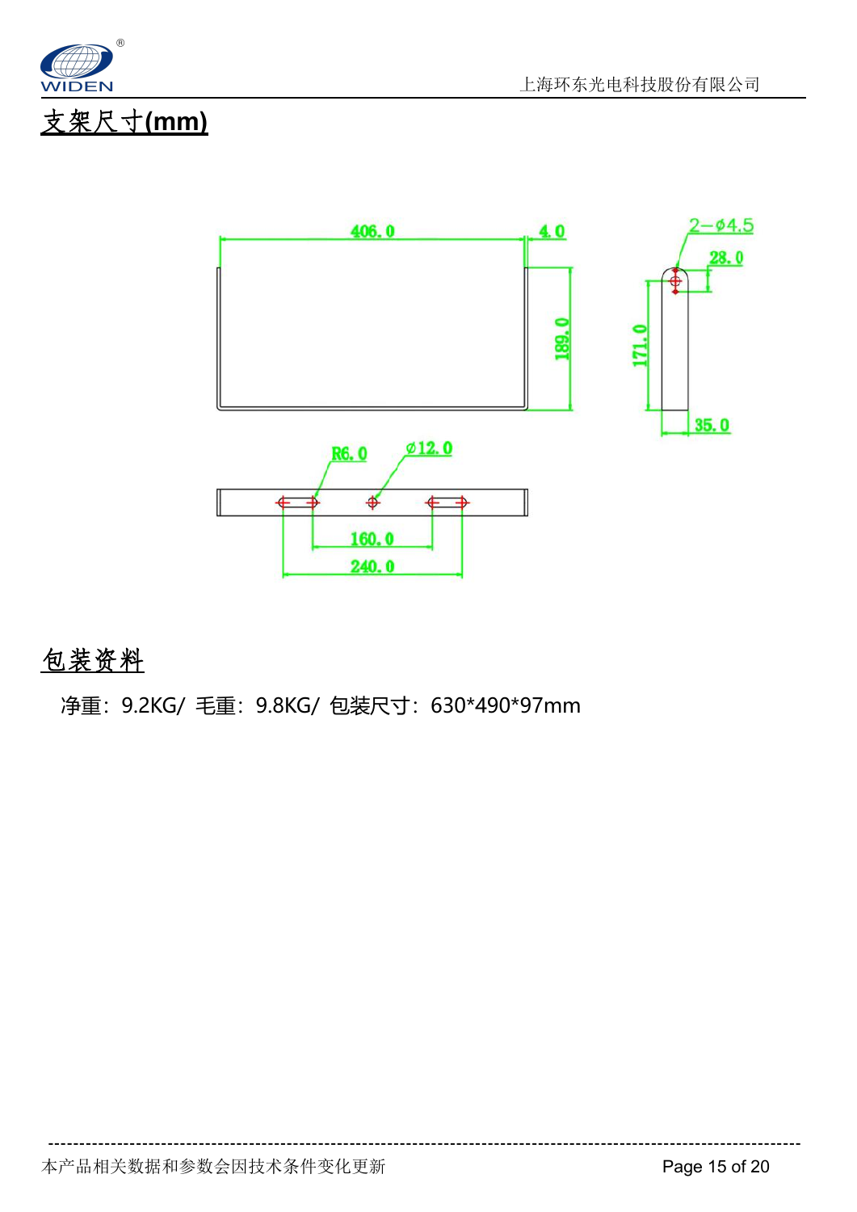## 支架尺寸(mm)

406.0
4.0
189.0
2-ϕ4.5
28.0
171.0
35.0
R6.0
ϕ12.0
160.0
240.0

## 包装资料

净重：9.2KG/ 毛重：9.8KG/ 包装尺寸：630*490*97mm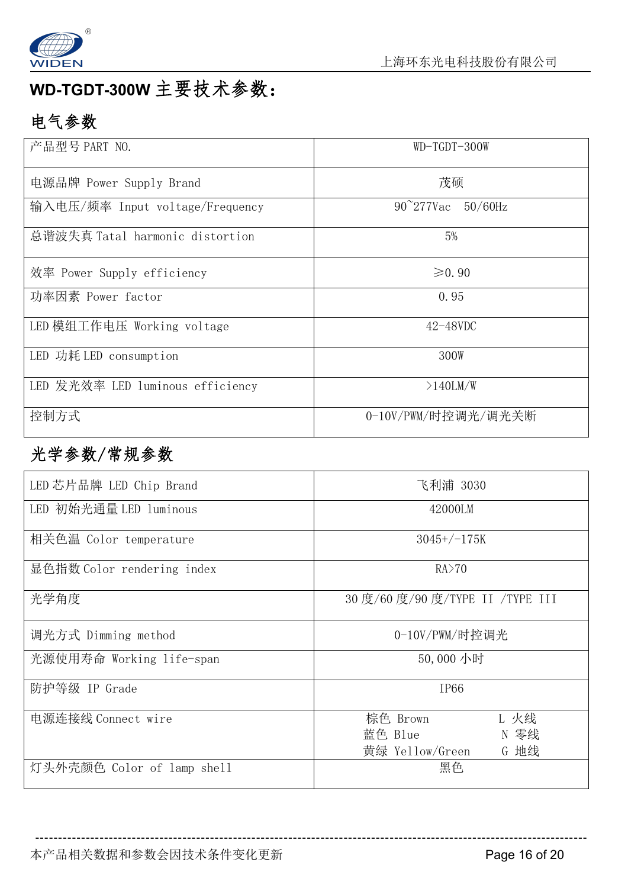# WD-TGDT-300W 主要技术参数：

## 电气参数

| | |
|---|---|
| 产品型号 PART NO. | WD-TGDT-300W |
| 电源品牌 Power Supply Brand | 茂硕 |
| 输入电压/频率 Input voltage/Frequency | 90~277Vac 50/60Hz |
| 总谐波失真 Tatal harmonic distortion | 5% |
| 效率 Power Supply efficiency | ≥0.90 |
| 功率因素 Power factor | 0.95 |
| LED 模组工作电压 Working voltage | 42-48VDC |
| LED 功耗 LED consumption | 300W |
| LED 发光效率 LED luminous efficiency | >140LM/W |
| 控制方式 | 0-10V/PWM/时控调光/调光关断 |

## 光学参数/常规参数

| | |
|---|---|
| LED 芯片品牌 LED Chip Brand | 飞利浦 3030 |
| LED 初始光通量 LED luminous | 42000LM |
| 相关色温 Color temperature | 3045+/-175K |
| 显色指数 Color rendering index | RA>70 |
| 光学角度 | 30 度/60 度/90 度/TYPE II /TYPE III |
| 调光方式 Dimming method | 0-10V/PWM/时控调光 |
| 光源使用寿命 Working life-span | 50,000 小时 |
| 防护等级 IP Grade | IP66 |
| 电源连接线 Connect wire | 棕色 Brown L 火线<br>蓝色 Blue N 零线<br>黄绿 Yellow/Green G 地线 |
| 灯头外壳颜色 Color of lamp shell | 黑色 |

本产品相关数据和参数会因技术条件变化更新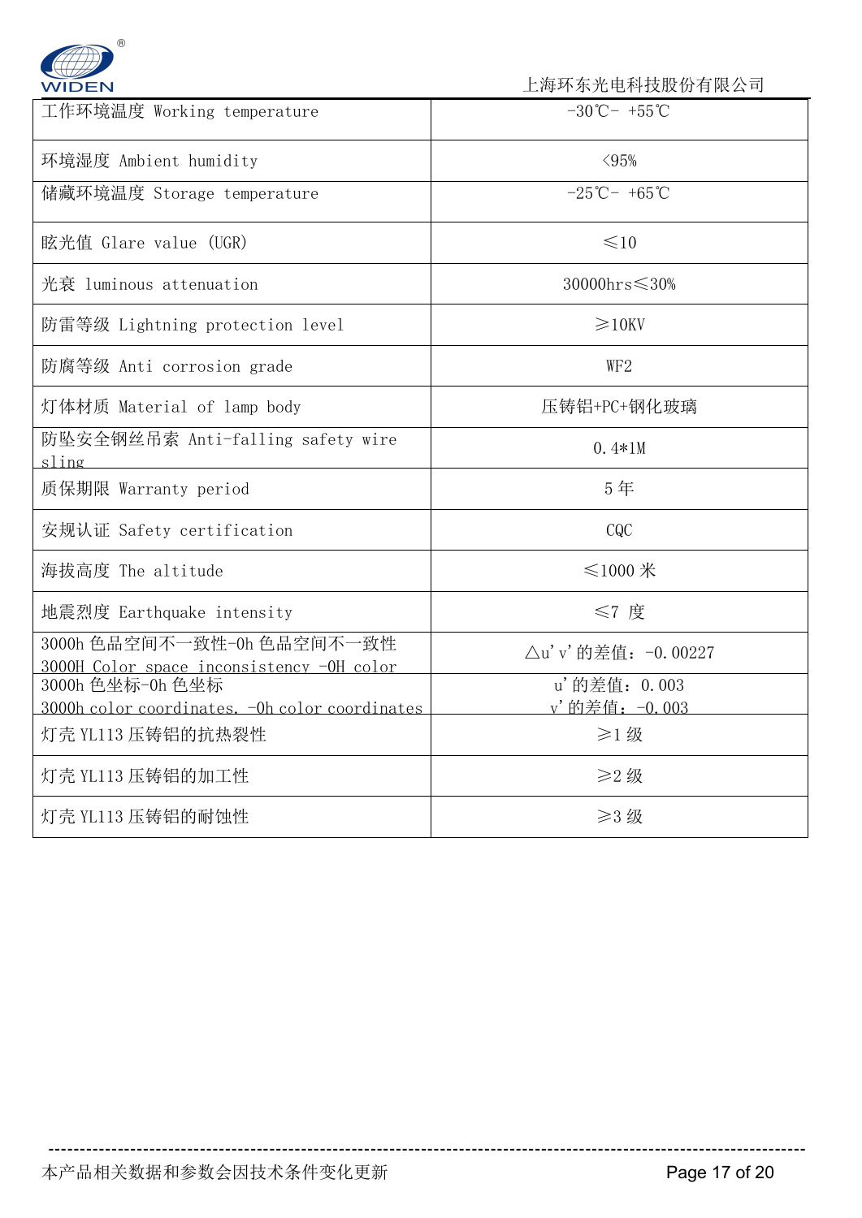| | |
|---|---|
| 工作环境温度 Working temperature | -30℃- +55℃ |
| 环境湿度 Ambient humidity | <95% |
| 储藏环境温度 Storage temperature | -25℃- +65℃ |
| 眩光值 Glare value (UGR) | ≤10 |
| 光衰 luminous attenuation | 30000hrs≤30% |
| 防雷等级 Lightning protection level | ≥10KV |
| 防腐等级 Anti corrosion grade | WF2 |
| 灯体材质 Material of lamp body | 压铸铝+PC+钢化玻璃 |
| 防坠安全钢丝吊索 Anti-falling safety wire sling | 0.4*1M |
| 质保期限 Warranty period | 5 年 |
| 安规认证 Safety certification | CQC |
| 海拔高度 The altitude | ≤1000 米 |
| 地震烈度 Earthquake intensity | ≤7 度 |
| 3000h 色品空间不一致性-0h 色品空间不一致性<br>3000H Color space inconsistency -0H color | △u'v'的差值：-0.00227 |
| 3000h 色坐标-0h 色坐标<br>3000h color coordinates. -0h color coordinates | u'的差值：0.003<br>v'的差值：-0.003 |
| 灯壳 YL113 压铸铝的抗热裂性 | ≥1 级 |
| 灯壳 YL113 压铸铝的加工性 | ≥2 级 |
| 灯壳 YL113 压铸铝的耐蚀性 | ≥3 级 |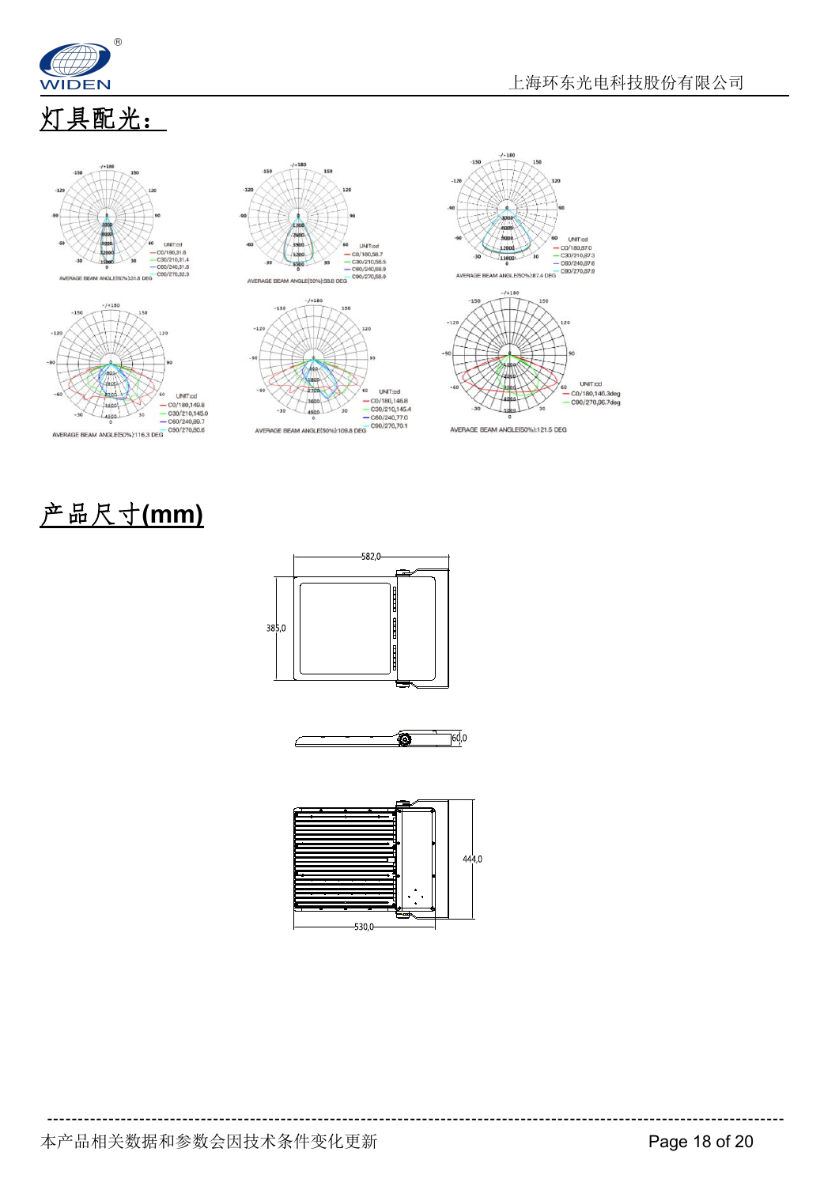## 灯具配光：

UNIT:cd
C0/180,31.8
C30/210,31.4
C60/240,31.8
C90/270,32.3
AVERAGE BEAM ANGLE(50%):31.8 DEG

UNIT:cd
C0/180,56.7
C30/210,58.5
C60/240,58.9
C90/270,58.9
AVERAGE BEAM ANGLE(50%):58.8 DEG

UNIT:cd
C0/180,87.0
C30/210,87.3
C60/240,87.6
C90/270,87.8
AVERAGE BEAM ANGLE(50%):87.4 DEG

UNIT:cd
C0/180,149.8
C30/210,145.0
C60/240,89.7
C90/270,80.6
AVERAGE BEAM ANGLE(50%):116.3 DEG

UNIT:cd
C0/180,146.8
C30/210,145.4
C60/240,77.0
C90/270,70.1
AVERAGE BEAM ANGLE(50%):109.8 DEG

UNIT:cd
C0/180,146.3deg
C90/270,96.7deg
AVERAGE BEAM ANGLE(50%):121.5 DEG

## 产品尺寸(mm)

582,0
385,0
60,0
444,0
530,0

本产品相关数据和参数会因技术条件变化更新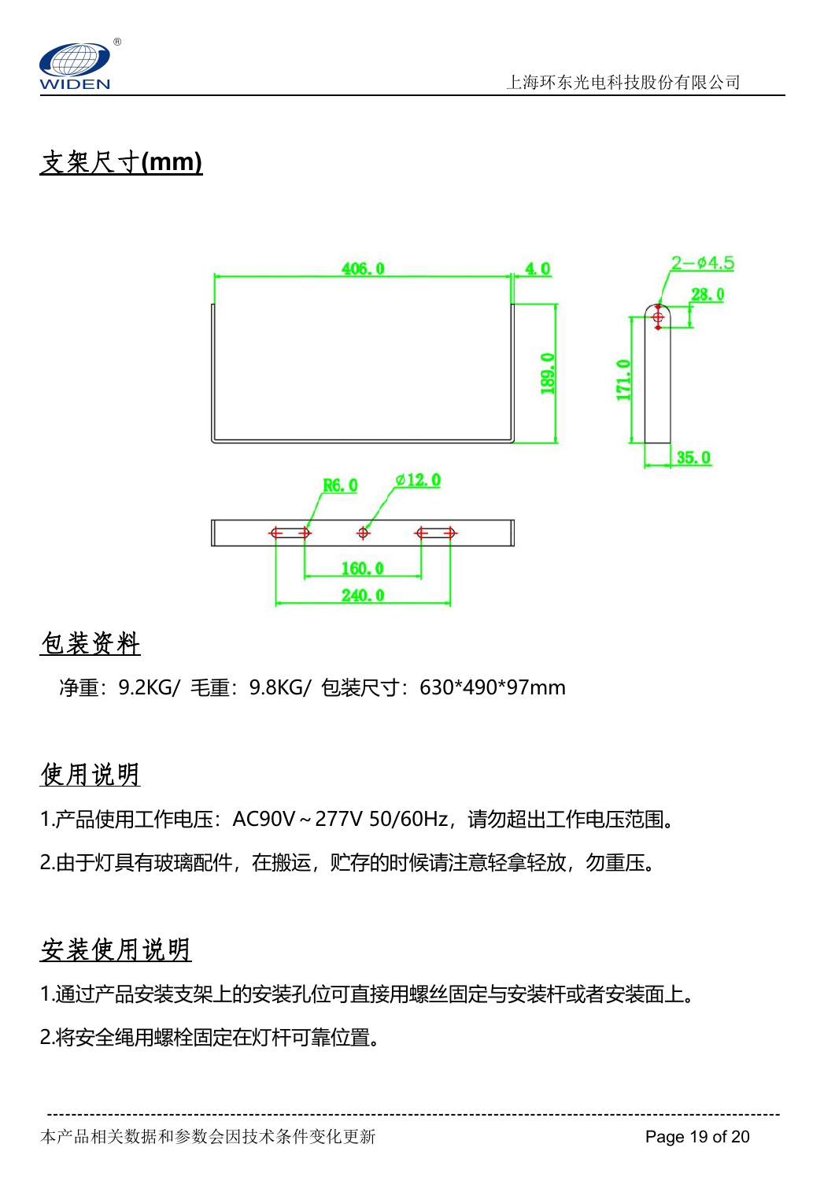## 支架尺寸(mm)

406.0
4.0
189.0
2-φ4.5
28.0
171.0
35.0
R6.0
φ12.0
160.0
240.0

## 包装资料

净重：9.2KG/ 毛重：9.8KG/ 包装尺寸：630*490*97mm

## 使用说明

1.产品使用工作电压：AC90V～277V 50/60Hz，请勿超出工作电压范围。

2.由于灯具有玻璃配件，在搬运，贮存的时候请注意轻拿轻放，勿重压。

## 安装使用说明

1.通过产品安装支架上的安装孔位可直接用螺丝固定与安装杆或者安装面上。

2.将安全绳用螺栓固定在灯杆可靠位置。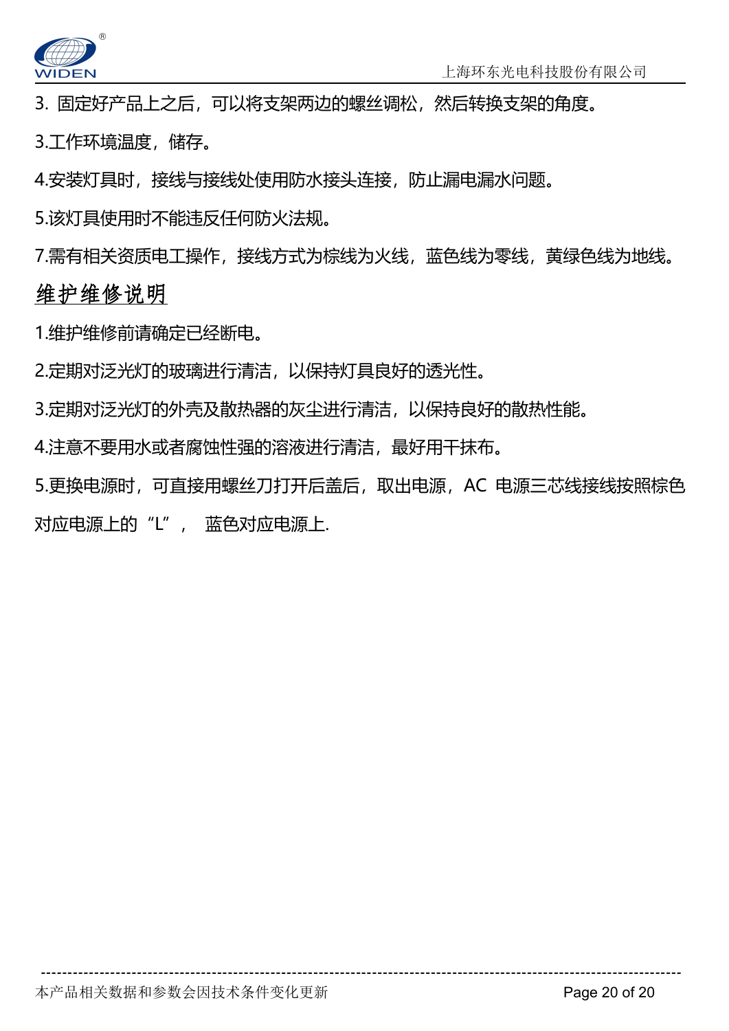3. 固定好产品上之后，可以将支架两边的螺丝调松，然后转换支架的角度。

3.工作环境温度，储存。

4.安装灯具时，接线与接线处使用防水接头连接，防止漏电漏水问题。

5.该灯具使用时不能违反任何防火法规。

7.需有相关资质电工操作，接线方式为棕线为火线，蓝色线为零线，黄绿色线为地线。

## 维护维修说明

1.维护维修前请确定已经断电。

2.定期对泛光灯的玻璃进行清洁，以保持灯具良好的透光性。

3.定期对泛光灯的外壳及散热器的灰尘进行清洁，以保持良好的散热性能。

4.注意不要用水或者腐蚀性强的溶液进行清洁，最好用干抹布。

5.更换电源时，可直接用螺丝刀打开后盖后，取出电源，AC 电源三芯线接线按照棕色对应电源上的“L”， 蓝色对应电源上.

本产品相关数据和参数会因技术条件变化更新